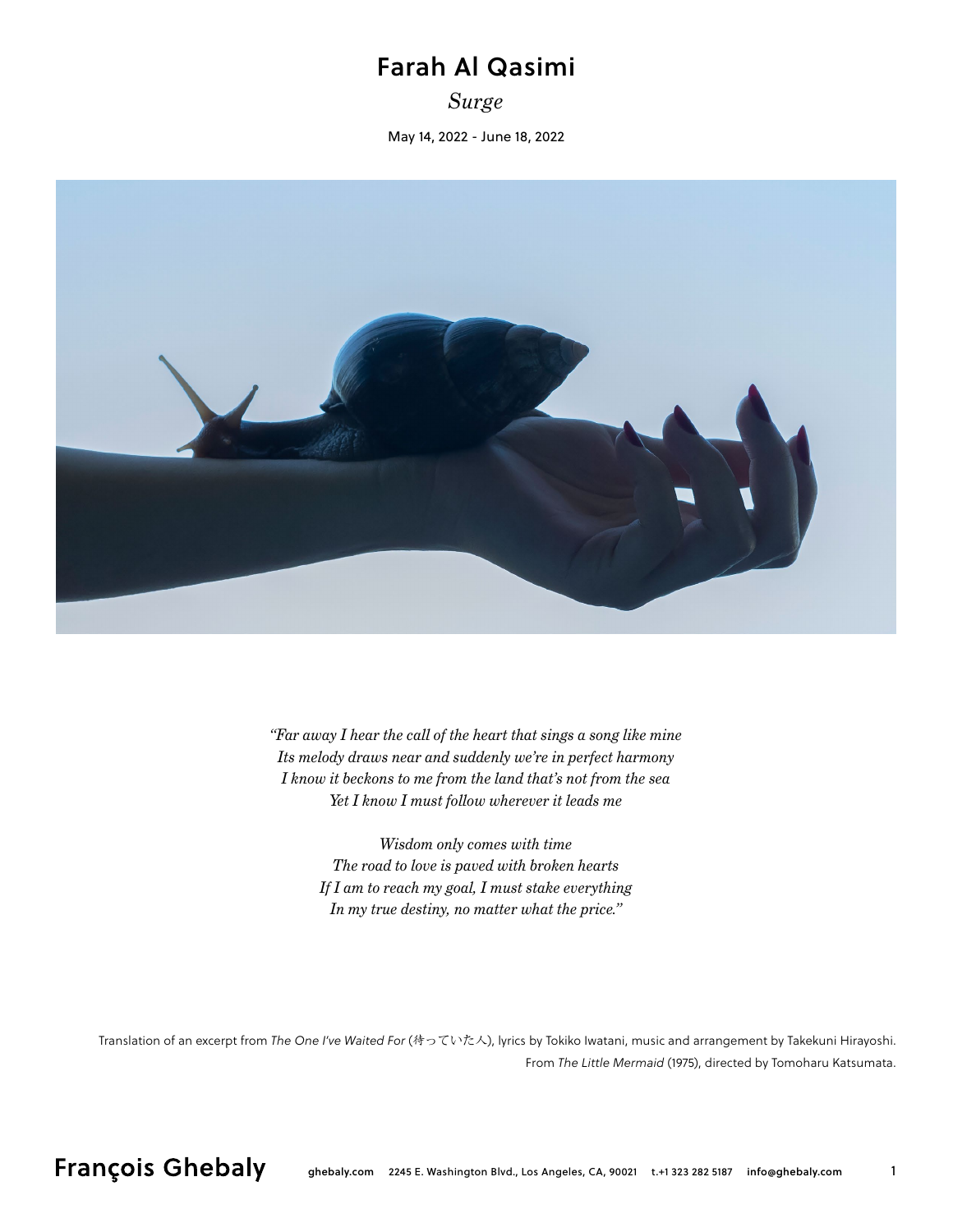# Farah Al Qasimi

*Surge*

May 14, 2022 - June 18, 2022

*"Far away I hear the call of the heart that sings a song like mine*
*Its melody draws near and suddenly we're in perfect harmony*
*I know it beckons to me from the land that's not from the sea*
*Yet I know I must follow wherever it leads me*

*Wisdom only comes with time*
*The road to love is paved with broken hearts*
*If I am to reach my goal, I must stake everything*
*In my true destiny, no matter what the price."*

Translation of an excerpt from *The One I've Waited For* (待っていた人), lyrics by Tokiko Iwatani, music and arrangement by Takekuni Hirayoshi. From *The Little Mermaid* (1975), directed by Tomoharu Katsumata.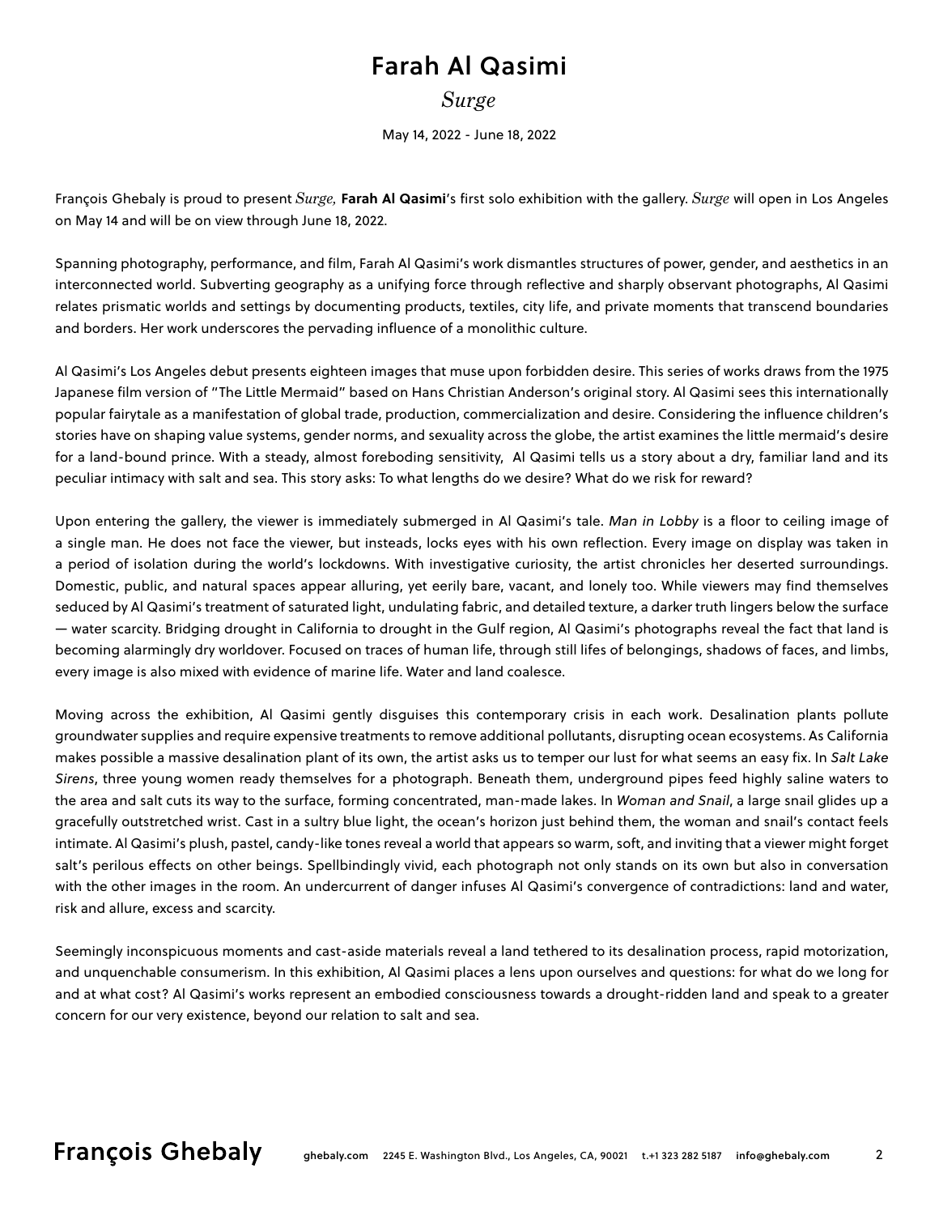# Farah Al Qasimi

## *Surge*

May 14, 2022 - June 18, 2022

François Ghebaly is proud to present *Surge,* **Farah Al Qasimi**'s first solo exhibition with the gallery. *Surge* will open in Los Angeles on May 14 and will be on view through June 18, 2022.

Spanning photography, performance, and film, Farah Al Qasimi's work dismantles structures of power, gender, and aesthetics in an interconnected world. Subverting geography as a unifying force through reflective and sharply observant photographs, Al Qasimi relates prismatic worlds and settings by documenting products, textiles, city life, and private moments that transcend boundaries and borders. Her work underscores the pervading influence of a monolithic culture.

Al Qasimi's Los Angeles debut presents eighteen images that muse upon forbidden desire. This series of works draws from the 1975 Japanese film version of "The Little Mermaid" based on Hans Christian Anderson's original story. Al Qasimi sees this internationally popular fairytale as a manifestation of global trade, production, commercialization and desire. Considering the influence children's stories have on shaping value systems, gender norms, and sexuality across the globe, the artist examines the little mermaid's desire for a land-bound prince. With a steady, almost foreboding sensitivity, Al Qasimi tells us a story about a dry, familiar land and its peculiar intimacy with salt and sea. This story asks: To what lengths do we desire? What do we risk for reward?

Upon entering the gallery, the viewer is immediately submerged in Al Qasimi's tale. *Man in Lobby* is a floor to ceiling image of a single man. He does not face the viewer, but insteads, locks eyes with his own reflection. Every image on display was taken in a period of isolation during the world's lockdowns. With investigative curiosity, the artist chronicles her deserted surroundings. Domestic, public, and natural spaces appear alluring, yet eerily bare, vacant, and lonely too. While viewers may find themselves seduced by Al Qasimi's treatment of saturated light, undulating fabric, and detailed texture, a darker truth lingers below the surface — water scarcity. Bridging drought in California to drought in the Gulf region, Al Qasimi's photographs reveal the fact that land is becoming alarmingly dry worldover. Focused on traces of human life, through still lifes of belongings, shadows of faces, and limbs, every image is also mixed with evidence of marine life. Water and land coalesce.

Moving across the exhibition, Al Qasimi gently disguises this contemporary crisis in each work. Desalination plants pollute groundwater supplies and require expensive treatments to remove additional pollutants, disrupting ocean ecosystems. As California makes possible a massive desalination plant of its own, the artist asks us to temper our lust for what seems an easy fix. In *Salt Lake Sirens*, three young women ready themselves for a photograph. Beneath them, underground pipes feed highly saline waters to the area and salt cuts its way to the surface, forming concentrated, man-made lakes. In *Woman and Snail*, a large snail glides up a gracefully outstretched wrist. Cast in a sultry blue light, the ocean's horizon just behind them, the woman and snail's contact feels intimate. Al Qasimi's plush, pastel, candy-like tones reveal a world that appears so warm, soft, and inviting that a viewer might forget salt's perilous effects on other beings. Spellbindingly vivid, each photograph not only stands on its own but also in conversation with the other images in the room. An undercurrent of danger infuses Al Qasimi's convergence of contradictions: land and water, risk and allure, excess and scarcity.

Seemingly inconspicuous moments and cast-aside materials reveal a land tethered to its desalination process, rapid motorization, and unquenchable consumerism. In this exhibition, Al Qasimi places a lens upon ourselves and questions: for what do we long for and at what cost? Al Qasimi's works represent an embodied consciousness towards a drought-ridden land and speak to a greater concern for our very existence, beyond our relation to salt and sea.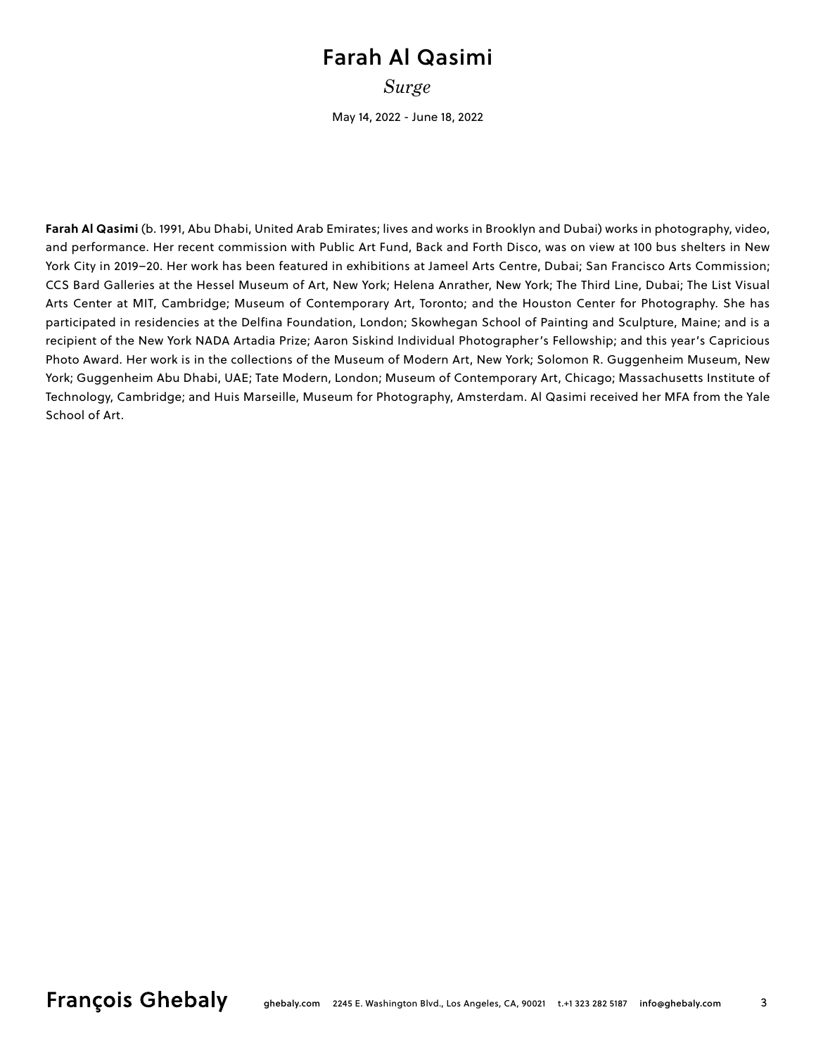# Farah Al Qasimi

*Surge*

May 14, 2022 - June 18, 2022

**Farah Al Qasimi** (b. 1991, Abu Dhabi, United Arab Emirates; lives and works in Brooklyn and Dubai) works in photography, video, and performance. Her recent commission with Public Art Fund, Back and Forth Disco, was on view at 100 bus shelters in New York City in 2019–20. Her work has been featured in exhibitions at Jameel Arts Centre, Dubai; San Francisco Arts Commission; CCS Bard Galleries at the Hessel Museum of Art, New York; Helena Anrather, New York; The Third Line, Dubai; The List Visual Arts Center at MIT, Cambridge; Museum of Contemporary Art, Toronto; and the Houston Center for Photography. She has participated in residencies at the Delfina Foundation, London; Skowhegan School of Painting and Sculpture, Maine; and is a recipient of the New York NADA Artadia Prize; Aaron Siskind Individual Photographer's Fellowship; and this year's Capricious Photo Award. Her work is in the collections of the Museum of Modern Art, New York; Solomon R. Guggenheim Museum, New York; Guggenheim Abu Dhabi, UAE; Tate Modern, London; Museum of Contemporary Art, Chicago; Massachusetts Institute of Technology, Cambridge; and Huis Marseille, Museum for Photography, Amsterdam. Al Qasimi received her MFA from the Yale School of Art.